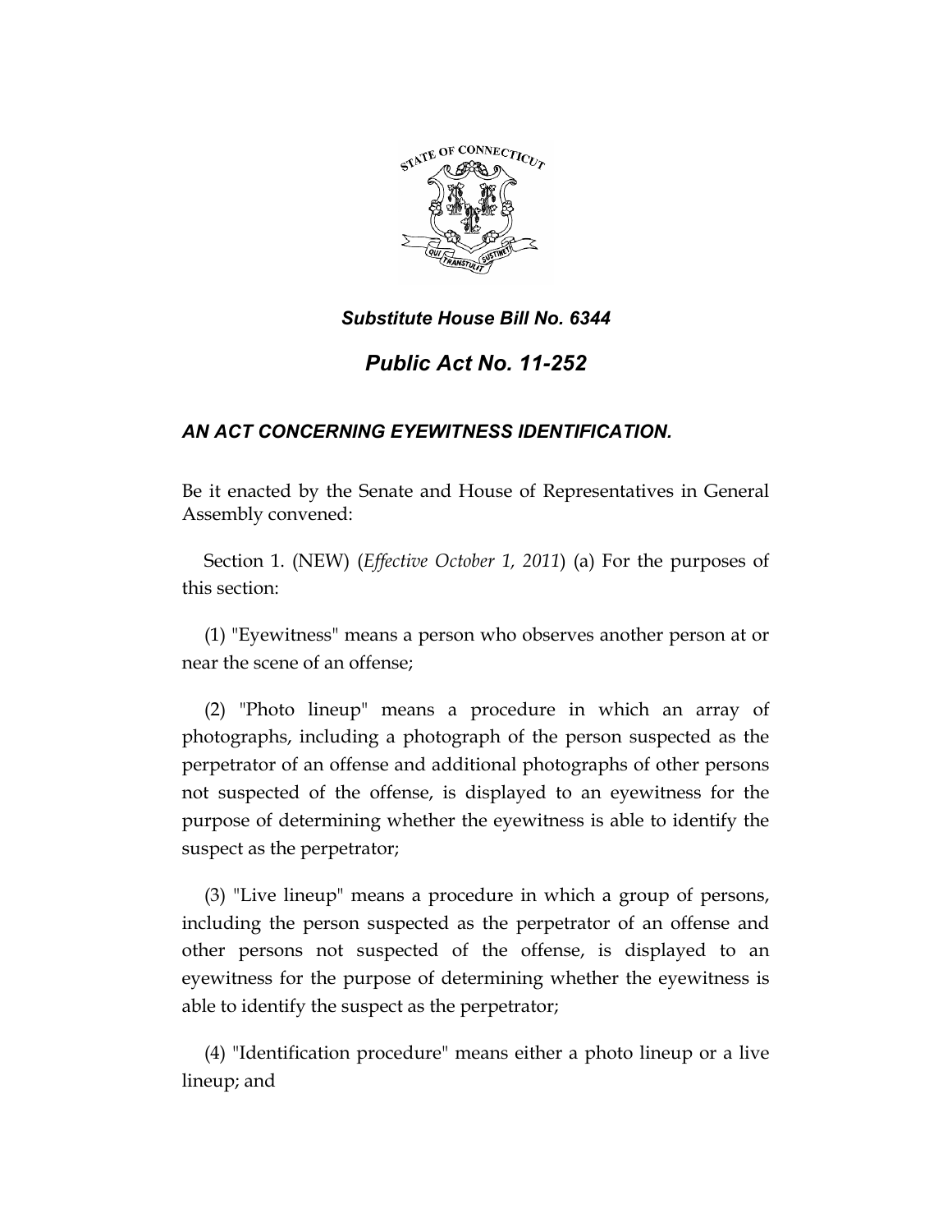***Substitute House Bill No. 6344***

# *Public Act No. 11-252*

## *AN ACT CONCERNING EYEWITNESS IDENTIFICATION.*

Be it enacted by the Senate and House of Representatives in General Assembly convened:

Section 1. (NEW) (*Effective October 1, 2011*) (a) For the purposes of this section:

(1) "Eyewitness" means a person who observes another person at or near the scene of an offense;

(2) "Photo lineup" means a procedure in which an array of photographs, including a photograph of the person suspected as the perpetrator of an offense and additional photographs of other persons not suspected of the offense, is displayed to an eyewitness for the purpose of determining whether the eyewitness is able to identify the suspect as the perpetrator;

(3) "Live lineup" means a procedure in which a group of persons, including the person suspected as the perpetrator of an offense and other persons not suspected of the offense, is displayed to an eyewitness for the purpose of determining whether the eyewitness is able to identify the suspect as the perpetrator;

(4) "Identification procedure" means either a photo lineup or a live lineup; and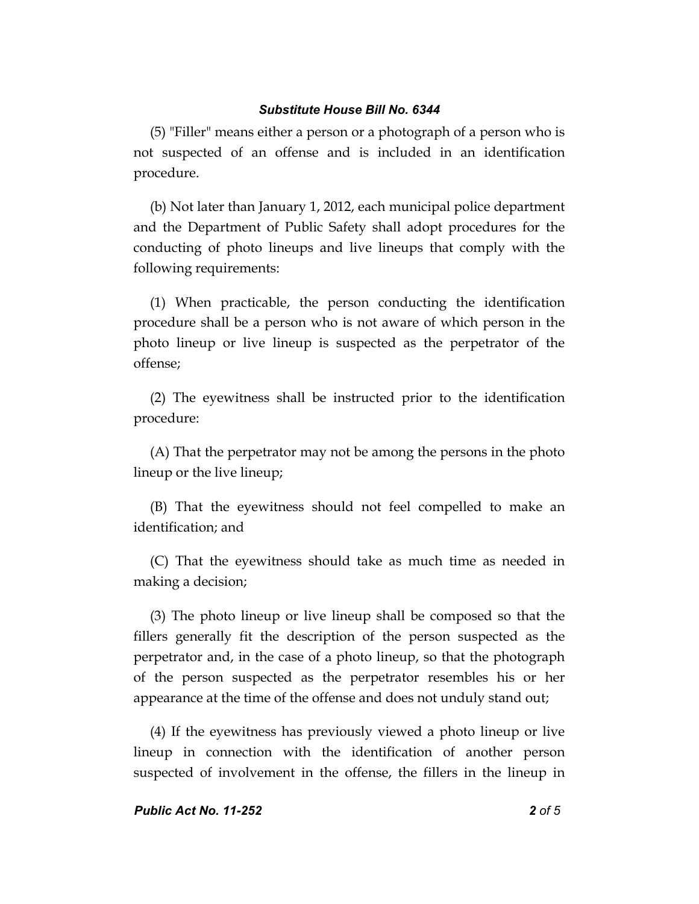(5) "Filler" means either a person or a photograph of a person who is not suspected of an offense and is included in an identification procedure.

(b) Not later than January 1, 2012, each municipal police department and the Department of Public Safety shall adopt procedures for the conducting of photo lineups and live lineups that comply with the following requirements:

(1) When practicable, the person conducting the identification procedure shall be a person who is not aware of which person in the photo lineup or live lineup is suspected as the perpetrator of the offense;

(2) The eyewitness shall be instructed prior to the identification procedure:

(A) That the perpetrator may not be among the persons in the photo lineup or the live lineup;

(B) That the eyewitness should not feel compelled to make an identification; and

(C) That the eyewitness should take as much time as needed in making a decision;

(3) The photo lineup or live lineup shall be composed so that the fillers generally fit the description of the person suspected as the perpetrator and, in the case of a photo lineup, so that the photograph of the person suspected as the perpetrator resembles his or her appearance at the time of the offense and does not unduly stand out;

(4) If the eyewitness has previously viewed a photo lineup or live lineup in connection with the identification of another person suspected of involvement in the offense, the fillers in the lineup in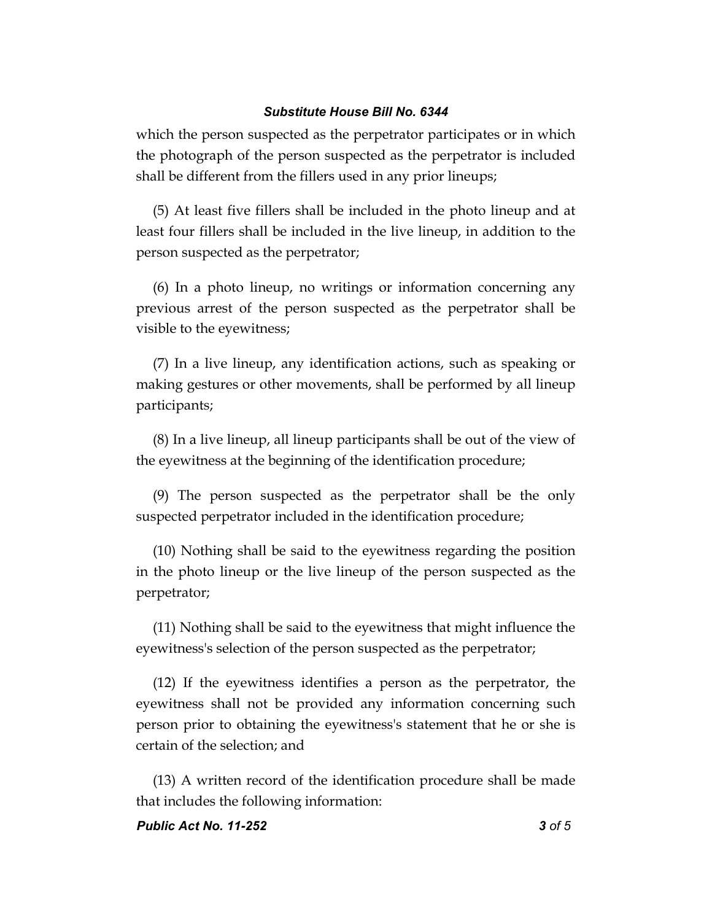which the person suspected as the perpetrator participates or in which the photograph of the person suspected as the perpetrator is included shall be different from the fillers used in any prior lineups;

(5) At least five fillers shall be included in the photo lineup and at least four fillers shall be included in the live lineup, in addition to the person suspected as the perpetrator;

(6) In a photo lineup, no writings or information concerning any previous arrest of the person suspected as the perpetrator shall be visible to the eyewitness;

(7) In a live lineup, any identification actions, such as speaking or making gestures or other movements, shall be performed by all lineup participants;

(8) In a live lineup, all lineup participants shall be out of the view of the eyewitness at the beginning of the identification procedure;

(9) The person suspected as the perpetrator shall be the only suspected perpetrator included in the identification procedure;

(10) Nothing shall be said to the eyewitness regarding the position in the photo lineup or the live lineup of the person suspected as the perpetrator;

(11) Nothing shall be said to the eyewitness that might influence the eyewitness's selection of the person suspected as the perpetrator;

(12) If the eyewitness identifies a person as the perpetrator, the eyewitness shall not be provided any information concerning such person prior to obtaining the eyewitness's statement that he or she is certain of the selection; and

(13) A written record of the identification procedure shall be made that includes the following information: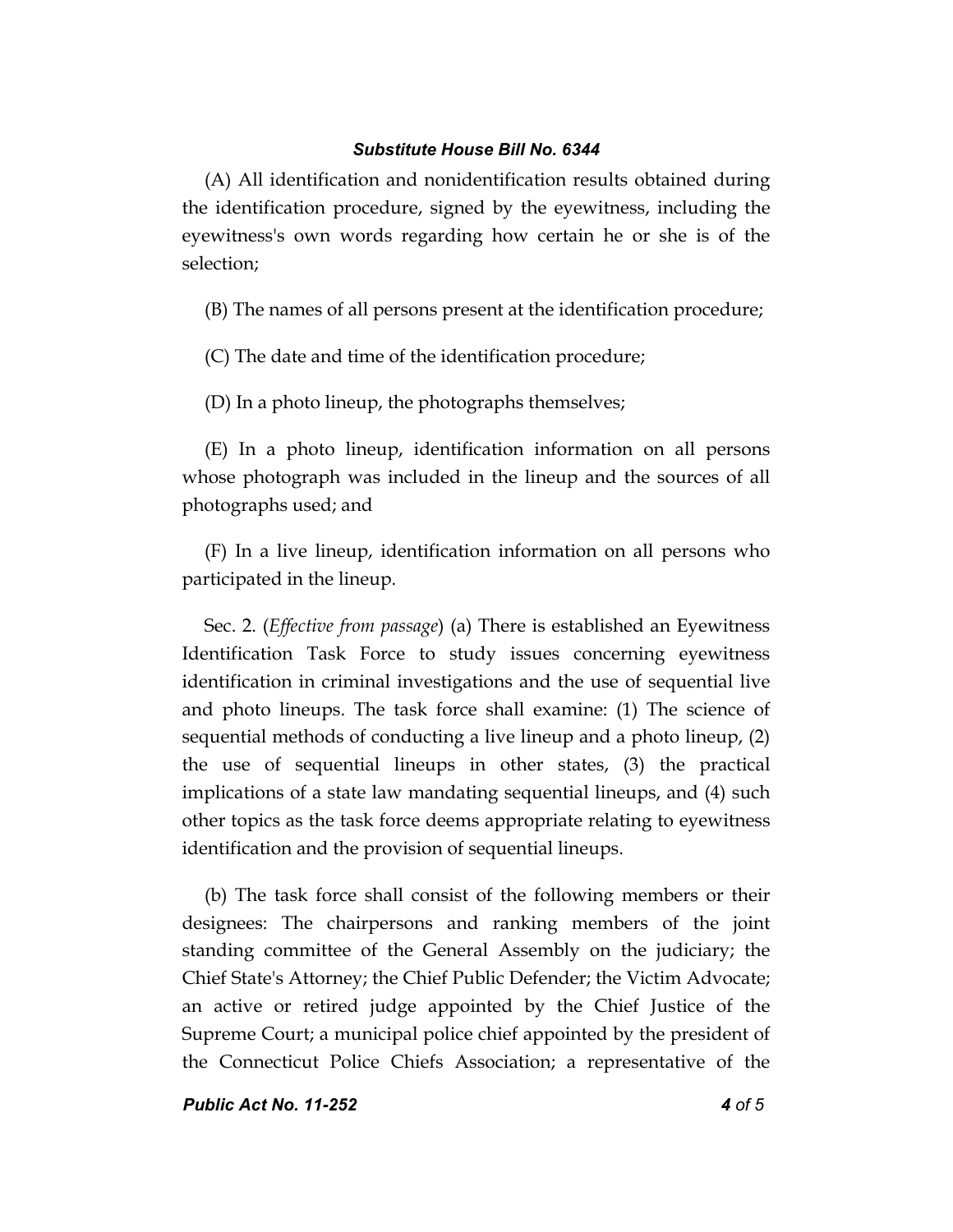(A) All identification and nonidentification results obtained during the identification procedure, signed by the eyewitness, including the eyewitness's own words regarding how certain he or she is of the selection;

(B) The names of all persons present at the identification procedure;

(C) The date and time of the identification procedure;

(D) In a photo lineup, the photographs themselves;

(E) In a photo lineup, identification information on all persons whose photograph was included in the lineup and the sources of all photographs used; and

(F) In a live lineup, identification information on all persons who participated in the lineup.

Sec. 2. (*Effective from passage*) (a) There is established an Eyewitness Identification Task Force to study issues concerning eyewitness identification in criminal investigations and the use of sequential live and photo lineups. The task force shall examine: (1) The science of sequential methods of conducting a live lineup and a photo lineup, (2) the use of sequential lineups in other states, (3) the practical implications of a state law mandating sequential lineups, and (4) such other topics as the task force deems appropriate relating to eyewitness identification and the provision of sequential lineups.

(b) The task force shall consist of the following members or their designees: The chairpersons and ranking members of the joint standing committee of the General Assembly on the judiciary; the Chief State's Attorney; the Chief Public Defender; the Victim Advocate; an active or retired judge appointed by the Chief Justice of the Supreme Court; a municipal police chief appointed by the president of the Connecticut Police Chiefs Association; a representative of the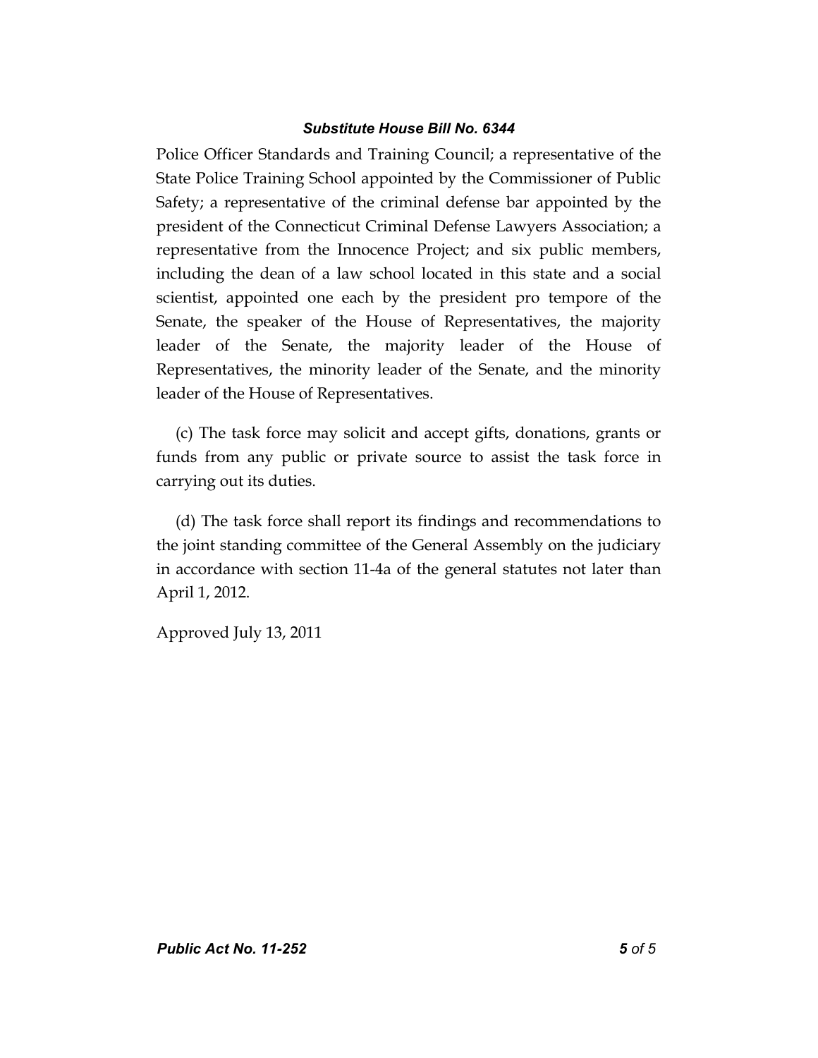Police Officer Standards and Training Council; a representative of the State Police Training School appointed by the Commissioner of Public Safety; a representative of the criminal defense bar appointed by the president of the Connecticut Criminal Defense Lawyers Association; a representative from the Innocence Project; and six public members, including the dean of a law school located in this state and a social scientist, appointed one each by the president pro tempore of the Senate, the speaker of the House of Representatives, the majority leader of the Senate, the majority leader of the House of Representatives, the minority leader of the Senate, and the minority leader of the House of Representatives.

(c) The task force may solicit and accept gifts, donations, grants or funds from any public or private source to assist the task force in carrying out its duties.

(d) The task force shall report its findings and recommendations to the joint standing committee of the General Assembly on the judiciary in accordance with section 11-4a of the general statutes not later than April 1, 2012.

Approved July 13, 2011